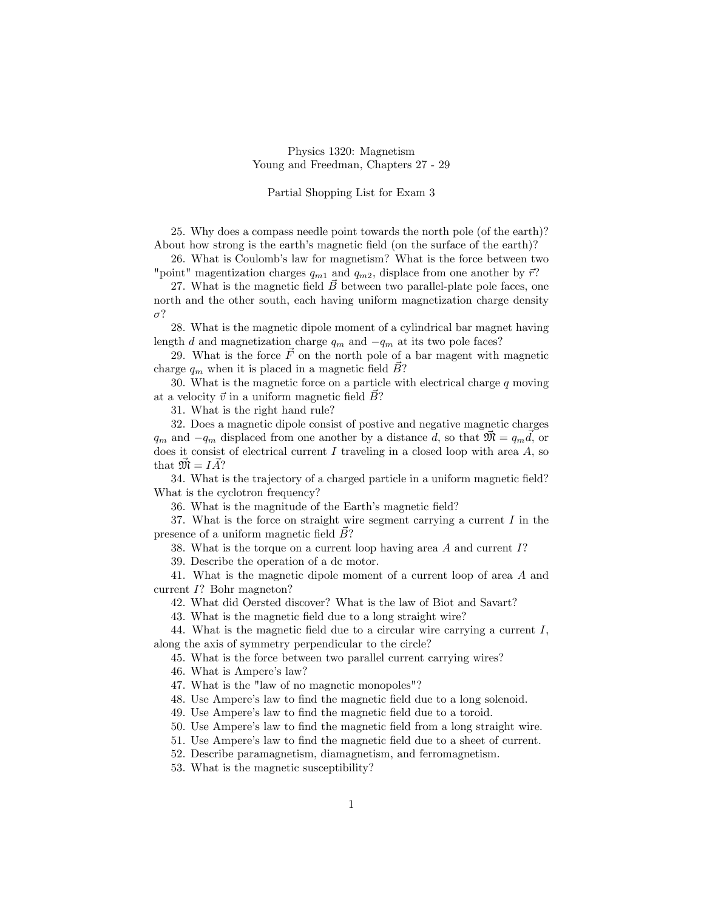Physics 1320: Magnetism
Young and Freedman, Chapters 27 - 29

Partial Shopping List for Exam 3

25. Why does a compass needle point towards the north pole (of the earth)? About how strong is the earth's magnetic field (on the surface of the earth)?

26. What is Coulomb's law for magnetism? What is the force between two "point" magentization charges $q_{m1}$ and $q_{m2}$, displace from one another by $\vec{r}$?

27. What is the magnetic field $\vec{B}$ between two parallel-plate pole faces, one north and the other south, each having uniform magnetization charge density $\sigma$?

28. What is the magnetic dipole moment of a cylindrical bar magnet having length $d$ and magnetization charge $q_m$ and $-q_m$ at its two pole faces?

29. What is the force $\vec{F}$ on the north pole of a bar magent with magnetic charge $q_m$ when it is placed in a magnetic field $\vec{B}$?

30. What is the magnetic force on a particle with electrical charge $q$ moving at a velocity $\vec{v}$ in a uniform magnetic field $\vec{B}$?

31. What is the right hand rule?

32. Does a magnetic dipole consist of postive and negative magnetic charges $q_m$ and $-q_m$ displaced from one another by a distance $d$, so that $\vec{\mathfrak{M}} = q_m\vec{d}$, or does it consist of electrical current $I$ traveling in a closed loop with area $A$, so that $\vec{\mathfrak{M}} = I\vec{A}$?

34. What is the trajectory of a charged particle in a uniform magnetic field? What is the cyclotron frequency?

36. What is the magnitude of the Earth's magnetic field?

37. What is the force on straight wire segment carrying a current $I$ in the presence of a uniform magnetic field $\vec{B}$?

38. What is the torque on a current loop having area $A$ and current $I$?

39. Describe the operation of a dc motor.

41. What is the magnetic dipole moment of a current loop of area $A$ and current $I$? Bohr magneton?

42. What did Oersted discover? What is the law of Biot and Savart?

43. What is the magnetic field due to a long straight wire?

44. What is the magnetic field due to a circular wire carrying a current $I$, along the axis of symmetry perpendicular to the circle?

45. What is the force between two parallel current carrying wires?

46. What is Ampere's law?

47. What is the "law of no magnetic monopoles"?

48. Use Ampere's law to find the magnetic field due to a long solenoid.

49. Use Ampere's law to find the magnetic field due to a toroid.

50. Use Ampere's law to find the magnetic field from a long straight wire.

51. Use Ampere's law to find the magnetic field due to a sheet of current.

52. Describe paramagnetism, diamagnetism, and ferromagnetism.

53. What is the magnetic susceptibility?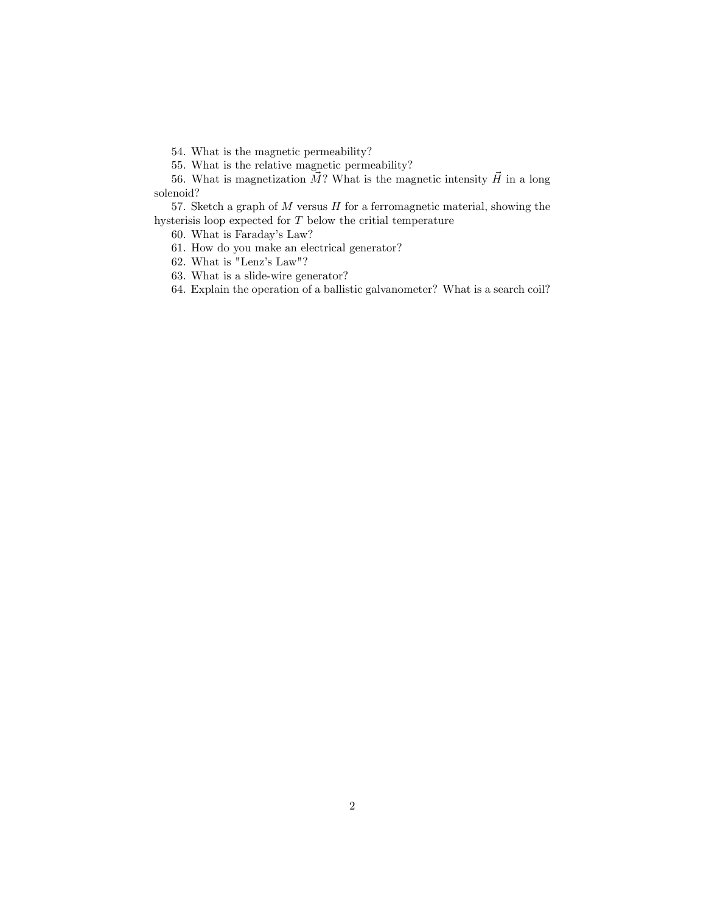54. What is the magnetic permeability?

55. What is the relative magnetic permeability?

56. What is magnetization $\vec{M}$? What is the magnetic intensity $\vec{H}$ in a long solenoid?

57. Sketch a graph of $M$ versus $H$ for a ferromagnetic material, showing the hysterisis loop expected for $T$ below the critial temperature

60. What is Faraday's Law?

61. How do you make an electrical generator?

62. What is "Lenz's Law"?

63. What is a slide-wire generator?

64. Explain the operation of a ballistic galvanometer? What is a search coil?